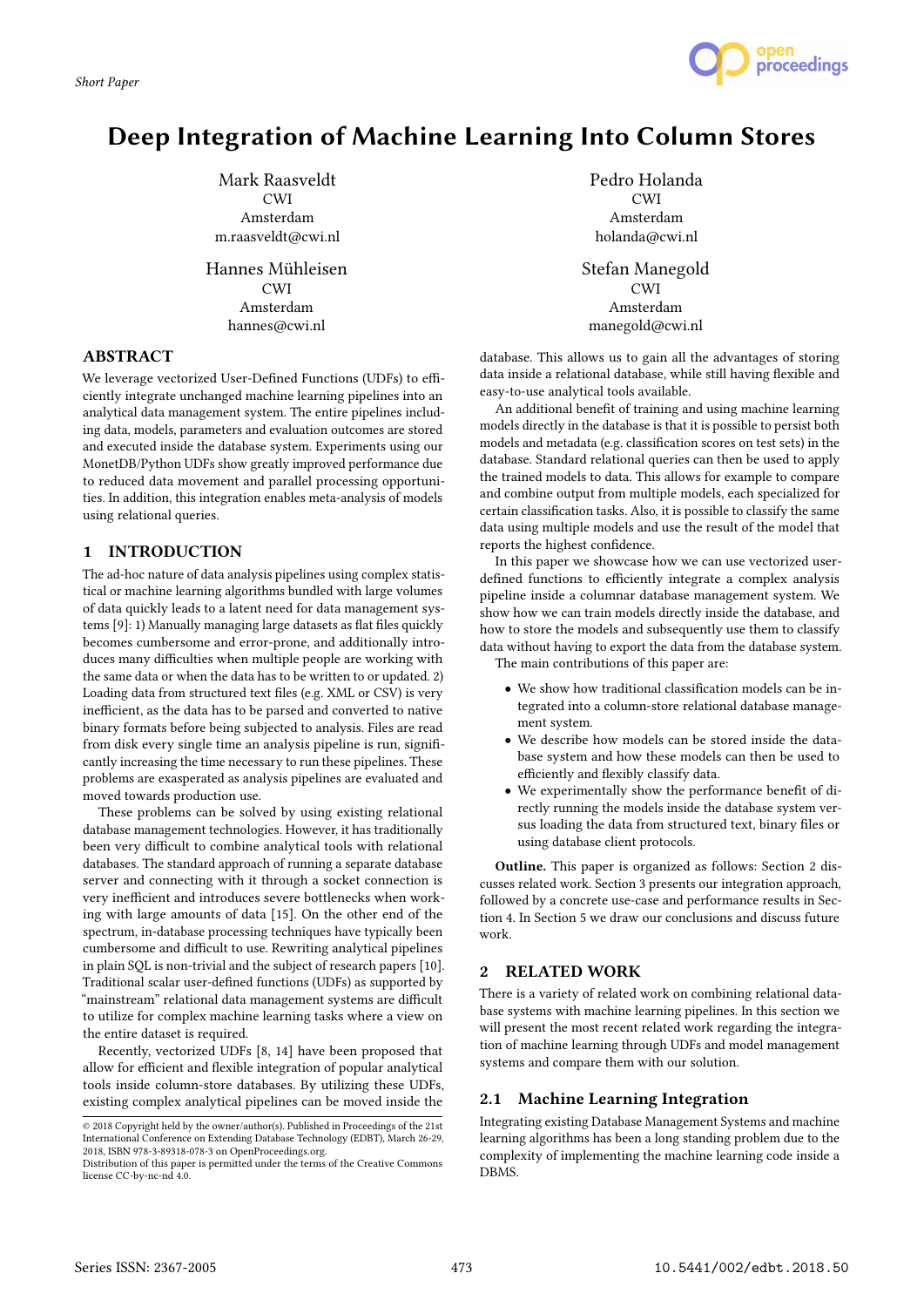Short Paper

# Deep Integration of Machine Learning Into Column Stores

Mark Raasveldt
CWI
Amsterdam
m.raasveldt@cwi.nl

Pedro Holanda
CWI
Amsterdam
holanda@cwi.nl

Hannes Mühleisen
CWI
Amsterdam
hannes@cwi.nl

Stefan Manegold
CWI
Amsterdam
manegold@cwi.nl

## ABSTRACT

We leverage vectorized User-Defined Functions (UDFs) to efficiently integrate unchanged machine learning pipelines into an analytical data management system. The entire pipelines including data, models, parameters and evaluation outcomes are stored and executed inside the database system. Experiments using our MonetDB/Python UDFs show greatly improved performance due to reduced data movement and parallel processing opportunities. In addition, this integration enables meta-analysis of models using relational queries.

## 1 INTRODUCTION

The ad-hoc nature of data analysis pipelines using complex statistical or machine learning algorithms bundled with large volumes of data quickly leads to a latent need for data management systems [9]: 1) Manually managing large datasets as flat files quickly becomes cumbersome and error-prone, and additionally introduces many difficulties when multiple people are working with the same data or when the data has to be written to or updated. 2) Loading data from structured text files (e.g. XML or CSV) is very inefficient, as the data has to be parsed and converted to native binary formats before being subjected to analysis. Files are read from disk every single time an analysis pipeline is run, significantly increasing the time necessary to run these pipelines. These problems are exasperated as analysis pipelines are evaluated and moved towards production use.

These problems can be solved by using existing relational database management technologies. However, it has traditionally been very difficult to combine analytical tools with relational databases. The standard approach of running a separate database server and connecting with it through a socket connection is very inefficient and introduces severe bottlenecks when working with large amounts of data [15]. On the other end of the spectrum, in-database processing techniques have typically been cumbersome and difficult to use. Rewriting analytical pipelines in plain SQL is non-trivial and the subject of research papers [10]. Traditional scalar user-defined functions (UDFs) as supported by "mainstream" relational data management systems are difficult to utilize for complex machine learning tasks where a view on the entire dataset is required.

Recently, vectorized UDFs [8, 14] have been proposed that allow for efficient and flexible integration of popular analytical tools inside column-store databases. By utilizing these UDFs, existing complex analytical pipelines can be moved inside the database. This allows us to gain all the advantages of storing data inside a relational database, while still having flexible and easy-to-use analytical tools available.

An additional benefit of training and using machine learning models directly in the database is that it is possible to persist both models and metadata (e.g. classification scores on test sets) in the database. Standard relational queries can then be used to apply the trained models to data. This allows for example to compare and combine output from multiple models, each specialized for certain classification tasks. Also, it is possible to classify the same data using multiple models and use the result of the model that reports the highest confidence.

In this paper we showcase how we can use vectorized user-defined functions to efficiently integrate a complex analysis pipeline inside a columnar database management system. We show how we can train models directly inside the database, and how to store the models and subsequently use them to classify data without having to export the data from the database system.

The main contributions of this paper are:

- We show how traditional classification models can be integrated into a column-store relational database management system.
- We describe how models can be stored inside the database system and how these models can then be used to efficiently and flexibly classify data.
- We experimentally show the performance benefit of directly running the models inside the database system versus loading the data from structured text, binary files or using database client protocols.

**Outline.** This paper is organized as follows: Section 2 discusses related work. Section 3 presents our integration approach, followed by a concrete use-case and performance results in Section 4. In Section 5 we draw our conclusions and discuss future work.

## 2 RELATED WORK

There is a variety of related work on combining relational database systems with machine learning pipelines. In this section we will present the most recent related work regarding the integration of machine learning through UDFs and model management systems and compare them with our solution.

### 2.1 Machine Learning Integration

Integrating existing Database Management Systems and machine learning algorithms has been a long standing problem due to the complexity of implementing the machine learning code inside a DBMS.

© 2018 Copyright held by the owner/author(s). Published in Proceedings of the 21st International Conference on Extending Database Technology (EDBT), March 26-29, 2018, ISBN 978-3-89318-078-3 on OpenProceedings.org.
Distribution of this paper is permitted under the terms of the Creative Commons license CC-by-nc-nd 4.0.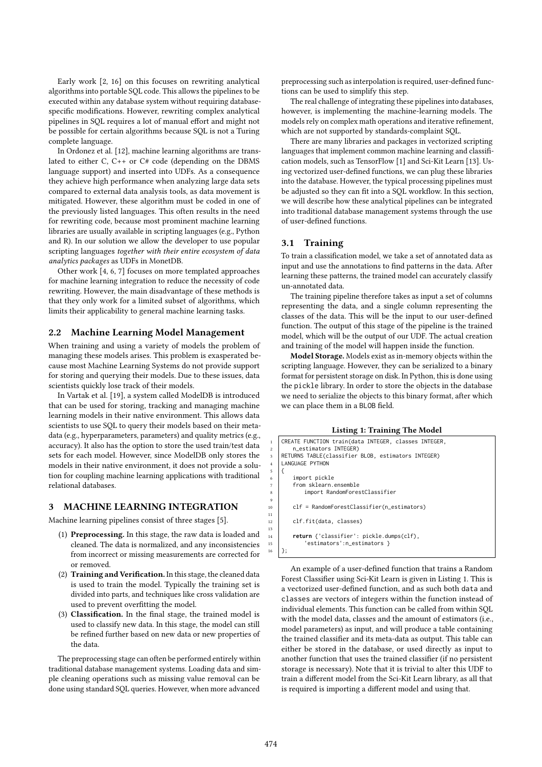Early work [2, 16] on this focuses on rewriting analytical algorithms into portable SQL code. This allows the pipelines to be executed within any database system without requiring database-specific modifications. However, rewriting complex analytical pipelines in SQL requires a lot of manual effort and might not be possible for certain algorithms because SQL is not a Turing complete language.

In Ordonez et al. [12], machine learning algorithms are translated to either C, C++ or C# code (depending on the DBMS language support) and inserted into UDFs. As a consequence they achieve high performance when analyzing large data sets compared to external data analysis tools, as data movement is mitigated. However, these algorithm must be coded in one of the previously listed languages. This often results in the need for rewriting code, because most prominent machine learning libraries are usually available in scripting languages (e.g., Python and R). In our solution we allow the developer to use popular scripting languages *together with their entire ecosystem of data analytics packages* as UDFs in MonetDB.

Other work [4, 6, 7] focuses on more templated approaches for machine learning integration to reduce the necessity of code rewriting. However, the main disadvantage of these methods is that they only work for a limited subset of algorithms, which limits their applicability to general machine learning tasks.

## 2.2 Machine Learning Model Management

When training and using a variety of models the problem of managing these models arises. This problem is exasperated because most Machine Learning Systems do not provide support for storing and querying their models. Due to these issues, data scientists quickly lose track of their models.

In Vartak et al. [19], a system called ModelDB is introduced that can be used for storing, tracking and managing machine learning models in their native environment. This allows data scientists to use SQL to query their models based on their metadata (e.g., hyperparameters, parameters) and quality metrics (e.g., accuracy). It also has the option to store the used train/test data sets for each model. However, since ModelDB only stores the models in their native environment, it does not provide a solution for coupling machine learning applications with traditional relational databases.

# 3 MACHINE LEARNING INTEGRATION

Machine learning pipelines consist of three stages [5].

1. **Preprocessing.** In this stage, the raw data is loaded and cleaned. The data is normalized, and any inconsistencies from incorrect or missing measurements are corrected for or removed.
2. **Training and Verification.** In this stage, the cleaned data is used to train the model. Typically the training set is divided into parts, and techniques like cross validation are used to prevent overfitting the model.
3. **Classification.** In the final stage, the trained model is used to classify new data. In this stage, the model can still be refined further based on new data or new properties of the data.

The preprocessing stage can often be performed entirely within traditional database management systems. Loading data and simple cleaning operations such as missing value removal can be done using standard SQL queries. However, when more advanced preprocessing such as interpolation is required, user-defined functions can be used to simplify this step.

The real challenge of integrating these pipelines into databases, however, is implementing the machine-learning models. The models rely on complex math operations and iterative refinement, which are not supported by standards-complaint SQL.

There are many libraries and packages in vectorized scripting languages that implement common machine learning and classification models, such as TensorFlow [1] and Sci-Kit Learn [13]. Using vectorized user-defined functions, we can plug these libraries into the database. However, the typical processing pipelines must be adjusted so they can fit into a SQL workflow. In this section, we will describe how these analytical pipelines can be integrated into traditional database management systems through the use of user-defined functions.

## 3.1 Training

To train a classification model, we take a set of annotated data as input and use the annotations to find patterns in the data. After learning these patterns, the trained model can accurately classify un-annotated data.

The training pipeline therefore takes as input a set of columns representing the data, and a single column representing the classes of the data. This will be the input to our user-defined function. The output of this stage of the pipeline is the trained model, which will be the output of our UDF. The actual creation and training of the model will happen inside the function.

**Model Storage.** Models exist as in-memory objects within the scripting language. However, they can be serialized to a binary format for persistent storage on disk. In Python, this is done using the `pickle` library. In order to store the objects in the database we need to serialize the objects to this binary format, after which we can place them in a `BLOB` field.

**Listing 1: Training The Model**

```
CREATE FUNCTION train(data INTEGER, classes INTEGER,
    n_estimators INTEGER)
RETURNS TABLE(classifier BLOB, estimators INTEGER)
LANGUAGE PYTHON
{
    import pickle
    from sklearn.ensemble
        import RandomForestClassifier

    clf = RandomForestClassifier(n_estimators)

    clf.fit(data, classes)

    return {'classifier': pickle.dumps(clf),
        'estimators':n_estimators }
};
```

An example of a user-defined function that trains a Random Forest Classifier using Sci-Kit Learn is given in Listing 1. This is a vectorized user-defined function, and as such both `data` and `classes` are vectors of integers within the function instead of individual elements. This function can be called from within SQL with the model data, classes and the amount of estimators (i.e., model parameters) as input, and will produce a table containing the trained classifier and its meta-data as output. This table can either be stored in the database, or used directly as input to another function that uses the trained classifier (if no persistent storage is necessary). Note that it is trivial to alter this UDF to train a different model from the Sci-Kit Learn library, as all that is required is importing a different model and using that.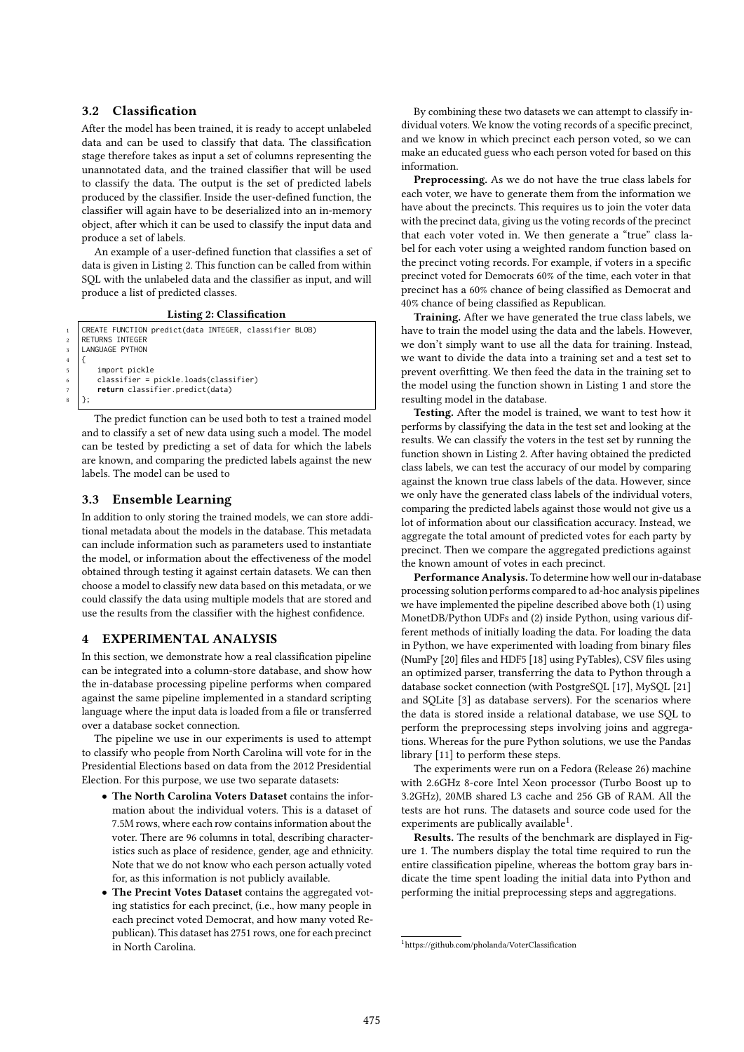### 3.2 Classification

After the model has been trained, it is ready to accept unlabeled data and can be used to classify that data. The classification stage therefore takes as input a set of columns representing the unannotated data, and the trained classifier that will be used to classify the data. The output is the set of predicted labels produced by the classifier. Inside the user-defined function, the classifier will again have to be deserialized into an in-memory object, after which it can be used to classify the input data and produce a set of labels.

An example of a user-defined function that classifies a set of data is given in Listing 2. This function can be called from within SQL with the unlabeled data and the classifier as input, and will produce a list of predicted classes.

**Listing 2: Classification**

```
CREATE FUNCTION predict(data INTEGER, classifier BLOB)
RETURNS INTEGER
LANGUAGE PYTHON
{
    import pickle
    classifier = pickle.loads(classifier)
    return classifier.predict(data)
};
```

The predict function can be used both to test a trained model and to classify a set of new data using such a model. The model can be tested by predicting a set of data for which the labels are known, and comparing the predicted labels against the new labels. The model can be used to

### 3.3 Ensemble Learning

In addition to only storing the trained models, we can store additional metadata about the models in the database. This metadata can include information such as parameters used to instantiate the model, or information about the effectiveness of the model obtained through testing it against certain datasets. We can then choose a model to classify new data based on this metadata, or we could classify the data using multiple models that are stored and use the results from the classifier with the highest confidence.

## 4 EXPERIMENTAL ANALYSIS

In this section, we demonstrate how a real classification pipeline can be integrated into a column-store database, and show how the in-database processing pipeline performs when compared against the same pipeline implemented in a standard scripting language where the input data is loaded from a file or transferred over a database socket connection.

The pipeline we use in our experiments is used to attempt to classify who people from North Carolina will vote for in the Presidential Elections based on data from the 2012 Presidential Election. For this purpose, we use two separate datasets:

- **The North Carolina Voters Dataset** contains the information about the individual voters. This is a dataset of 7.5M rows, where each row contains information about the voter. There are 96 columns in total, describing characteristics such as place of residence, gender, age and ethnicity. Note that we do not know who each person actually voted for, as this information is not publicly available.
- **The Precint Votes Dataset** contains the aggregated voting statistics for each precinct, (i.e., how many people in each precinct voted Democrat, and how many voted Republican). This dataset has 2751 rows, one for each precinct in North Carolina.

By combining these two datasets we can attempt to classify individual voters. We know the voting records of a specific precinct, and we know in which precinct each person voted, so we can make an educated guess who each person voted for based on this information.

**Preprocessing.** As we do not have the true class labels for each voter, we have to generate them from the information we have about the precincts. This requires us to join the voter data with the precinct data, giving us the voting records of the precinct that each voter voted in. We then generate a "true" class label for each voter using a weighted random function based on the precinct voting records. For example, if voters in a specific precinct voted for Democrats 60% of the time, each voter in that precinct has a 60% chance of being classified as Democrat and 40% chance of being classified as Republican.

**Training.** After we have generated the true class labels, we have to train the model using the data and the labels. However, we don't simply want to use all the data for training. Instead, we want to divide the data into a training set and a test set to prevent overfitting. We then feed the data in the training set to the model using the function shown in Listing 1 and store the resulting model in the database.

**Testing.** After the model is trained, we want to test how it performs by classifying the data in the test set and looking at the results. We can classify the voters in the test set by running the function shown in Listing 2. After having obtained the predicted class labels, we can test the accuracy of our model by comparing against the known true class labels of the data. However, since we only have the generated class labels of the individual voters, comparing the predicted labels against those would not give us a lot of information about our classification accuracy. Instead, we aggregate the total amount of predicted votes for each party by precinct. Then we compare the aggregated predictions against the known amount of votes in each precinct.

**Performance Analysis.** To determine how well our in-database processing solution performs compared to ad-hoc analysis pipelines we have implemented the pipeline described above both (1) using MonetDB/Python UDFs and (2) inside Python, using various different methods of initially loading the data. For loading the data in Python, we have experimented with loading from binary files (NumPy [20] files and HDF5 [18] using PyTables), CSV files using an optimized parser, transferring the data to Python through a database socket connection (with PostgreSQL [17], MySQL [21] and SQLite [3] as database servers). For the scenarios where the data is stored inside a relational database, we use SQL to perform the preprocessing steps involving joins and aggregations. Whereas for the pure Python solutions, we use the Pandas library [11] to perform these steps.

The experiments were run on a Fedora (Release 26) machine with 2.6GHz 8-core Intel Xeon processor (Turbo Boost up to 3.2GHz), 20MB shared L3 cache and 256 GB of RAM. All the tests are hot runs. The datasets and source code used for the experiments are publically available[1].

**Results.** The results of the benchmark are displayed in Figure 1. The numbers display the total time required to run the entire classification pipeline, whereas the bottom gray bars indicate the time spent loading the initial data into Python and performing the initial preprocessing steps and aggregations.

[1] https://github.com/pholanda/VoterClassification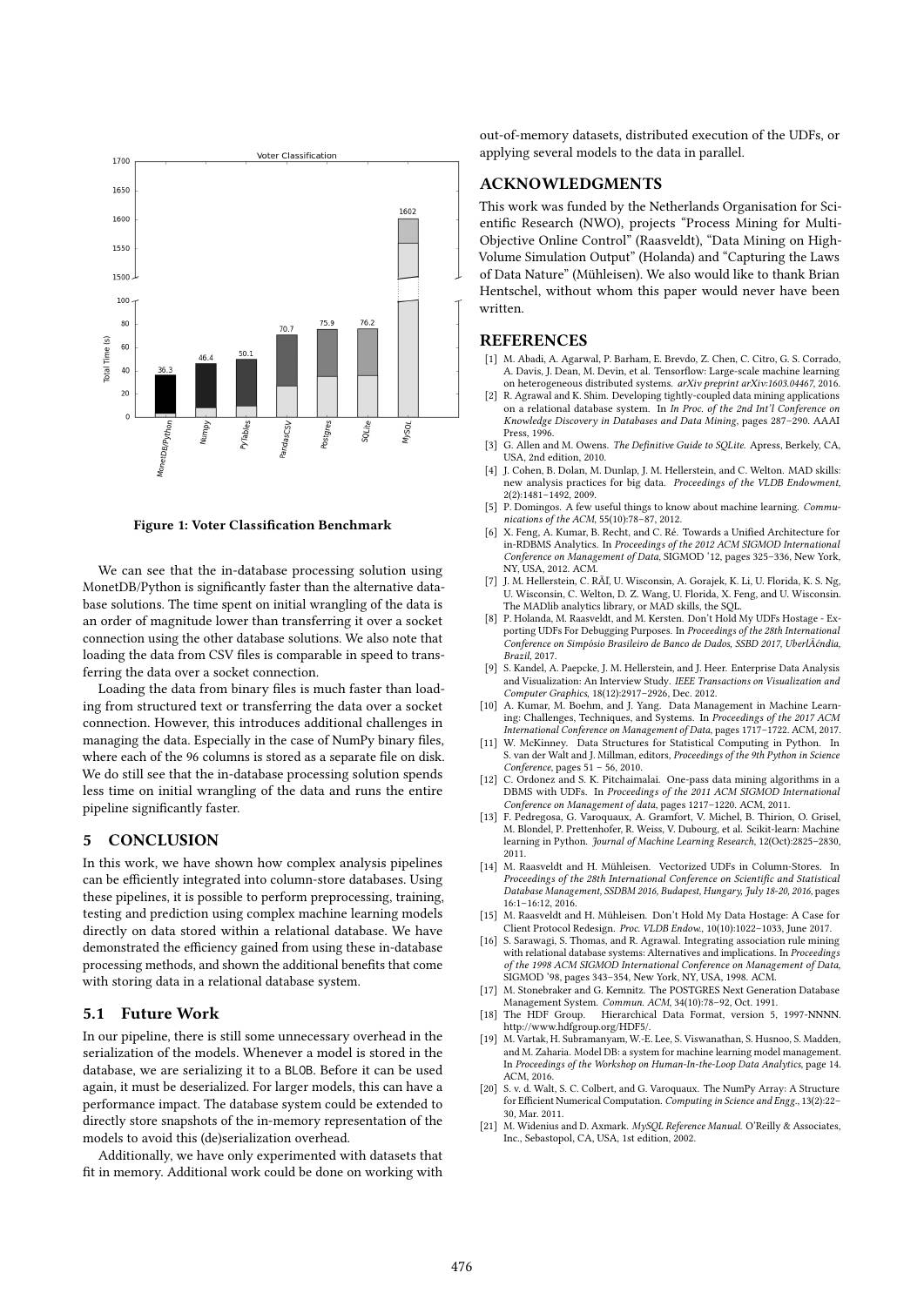Voter Classification

1700
1650
1600
1550
1500
100
80
60
40
20
0

Total Time (s)

36.3
46.4
50.1
70.7
75.9
76.2
1602

MonetDB/Python
Numpy
PyTables
PandasCSV
Postgres
SQLite
MySQL

**Figure 1: Voter Classification Benchmark**

We can see that the in-database processing solution using MonetDB/Python is significantly faster than the alternative database solutions. The time spent on initial wrangling of the data is an order of magnitude lower than transferring it over a socket connection using the other database solutions. We also note that loading the data from CSV files is comparable in speed to transferring the data over a socket connection.

Loading the data from binary files is much faster than loading from structured text or transferring the data over a socket connection. However, this introduces additional challenges in managing the data. Especially in the case of NumPy binary files, where each of the 96 columns is stored as a separate file on disk. We do still see that the in-database processing solution spends less time on initial wrangling of the data and runs the entire pipeline significantly faster.

## 5 CONCLUSION

In this work, we have shown how complex analysis pipelines can be efficiently integrated into column-store databases. Using these pipelines, it is possible to perform preprocessing, training, testing and prediction using complex machine learning models directly on data stored within a relational database. We have demonstrated the efficiency gained from using these in-database processing methods, and shown the additional benefits that come with storing data in a relational database system.

### 5.1 Future Work

In our pipeline, there is still some unnecessary overhead in the serialization of the models. Whenever a model is stored in the database, we are serializing it to a BLOB. Before it can be used again, it must be deserialized. For larger models, this can have a performance impact. The database system could be extended to directly store snapshots of the in-memory representation of the models to avoid this (de)serialization overhead.

Additionally, we have only experimented with datasets that fit in memory. Additional work could be done on working with out-of-memory datasets, distributed execution of the UDFs, or applying several models to the data in parallel.

## ACKNOWLEDGMENTS

This work was funded by the Netherlands Organisation for Scientific Research (NWO), projects "Process Mining for Multi-Objective Online Control" (Raasveldt), "Data Mining on High-Volume Simulation Output" (Holanda) and "Capturing the Laws of Data Nature" (Mühleisen). We also would like to thank Brian Hentschel, without whom this paper would never have been written.

## REFERENCES

[1] M. Abadi, A. Agarwal, P. Barham, E. Brevdo, Z. Chen, C. Citro, G. S. Corrado, A. Davis, J. Dean, M. Devin, et al. Tensorflow: Large-scale machine learning on heterogeneous distributed systems. *arXiv preprint arXiv:1603.04467*, 2016.

[2] R. Agrawal and K. Shim. Developing tightly-coupled data mining applications on a relational database system. In *In Proc. of the 2nd Int'l Conference on Knowledge Discovery in Databases and Data Mining*, pages 287–290. AAAI Press, 1996.

[3] G. Allen and M. Owens. *The Definitive Guide to SQLite*. Apress, Berkely, CA, USA, 2nd edition, 2010.

[4] J. Cohen, B. Dolan, M. Dunlap, J. M. Hellerstein, and C. Welton. MAD skills: new analysis practices for big data. *Proceedings of the VLDB Endowment*, 2(2):1481–1492, 2009.

[5] P. Domingos. A few useful things to know about machine learning. *Communications of the ACM*, 55(10):78–87, 2012.

[6] X. Feng, A. Kumar, B. Recht, and C. Ré. Towards a Unified Architecture for in-RDBMS Analytics. In *Proceedings of the 2012 ACM SIGMOD International Conference on Management of Data*, SIGMOD '12, pages 325–336, New York, NY, USA, 2012. ACM.

[7] J. M. Hellerstein, C. RÃľ, U. Wisconsin, A. Gorajek, K. Li, U. Florida, K. S. Ng, U. Wisconsin, C. Welton, D. Z. Wang, U. Florida, X. Feng, and U. Wisconsin. The MADlib analytics library, or MAD skills, the SQL.

[8] P. Holanda, M. Raasveldt, and M. Kersten. Don't Hold My UDFs Hostage - Exporting UDFs For Debugging Purposes. In *Proceedings of the 28th International Conference on Simpósio Brasileiro de Banco de Dados, SSBD 2017, UberlÃćndia, Brazil*, 2017.

[9] S. Kandel, A. Paepcke, J. M. Hellerstein, and J. Heer. Enterprise Data Analysis and Visualization: An Interview Study. *IEEE Transactions on Visualization and Computer Graphics*, 18(12):2917–2926, Dec. 2012.

[10] A. Kumar, M. Boehm, and J. Yang. Data Management in Machine Learning: Challenges, Techniques, and Systems. In *Proceedings of the 2017 ACM International Conference on Management of Data*, pages 1717–1722. ACM, 2017.

[11] W. McKinney. Data Structures for Statistical Computing in Python. In S. van der Walt and J. Millman, editors, *Proceedings of the 9th Python in Science Conference*, pages 51 – 56, 2010.

[12] C. Ordonez and S. K. Pitchaimalai. One-pass data mining algorithms in a DBMS with UDFs. In *Proceedings of the 2011 ACM SIGMOD International Conference on Management of data*, pages 1217–1220. ACM, 2011.

[13] F. Pedregosa, G. Varoquaux, A. Gramfort, V. Michel, B. Thirion, O. Grisel, M. Blondel, P. Prettenhofer, R. Weiss, V. Dubourg, et al. Scikit-learn: Machine learning in Python. *Journal of Machine Learning Research*, 12(Oct):2825–2830, 2011.

[14] M. Raasveldt and H. Mühleisen. Vectorized UDFs in Column-Stores. In *Proceedings of the 28th International Conference on Scientific and Statistical Database Management, SSDBM 2016, Budapest, Hungary, July 18-20, 2016*, pages 16:1–16:12, 2016.

[15] M. Raasveldt and H. Mühleisen. Don't Hold My Data Hostage: A Case for Client Protocol Redesign. *Proc. VLDB Endow.*, 10(10):1022–1033, June 2017.

[16] S. Sarawagi, S. Thomas, and R. Agrawal. Integrating association rule mining with relational database systems: Alternatives and implications. In *Proceedings of the 1998 ACM SIGMOD International Conference on Management of Data*, SIGMOD '98, pages 343–354, New York, NY, USA, 1998. ACM.

[17] M. Stonebraker and G. Kemnitz. The POSTGRES Next Generation Database Management System. *Commun. ACM*, 34(10):78–92, Oct. 1991.

[18] The HDF Group. Hierarchical Data Format, version 5, 1997-NNNN. http://www.hdfgroup.org/HDF5/.

[19] M. Vartak, H. Subramanyam, W.-E. Lee, S. Viswanathan, S. Husnoo, S. Madden, and M. Zaharia. Model DB: a system for machine learning model management. In *Proceedings of the Workshop on Human-In-the-Loop Data Analytics*, page 14. ACM, 2016.

[20] S. v. d. Walt, S. C. Colbert, and G. Varoquaux. The NumPy Array: A Structure for Efficient Numerical Computation. *Computing in Science and Engg.*, 13(2):22–30, Mar. 2011.

[21] M. Widenius and D. Axmark. *MySQL Reference Manual*. O'Reilly & Associates, Inc., Sebastopol, CA, USA, 1st edition, 2002.